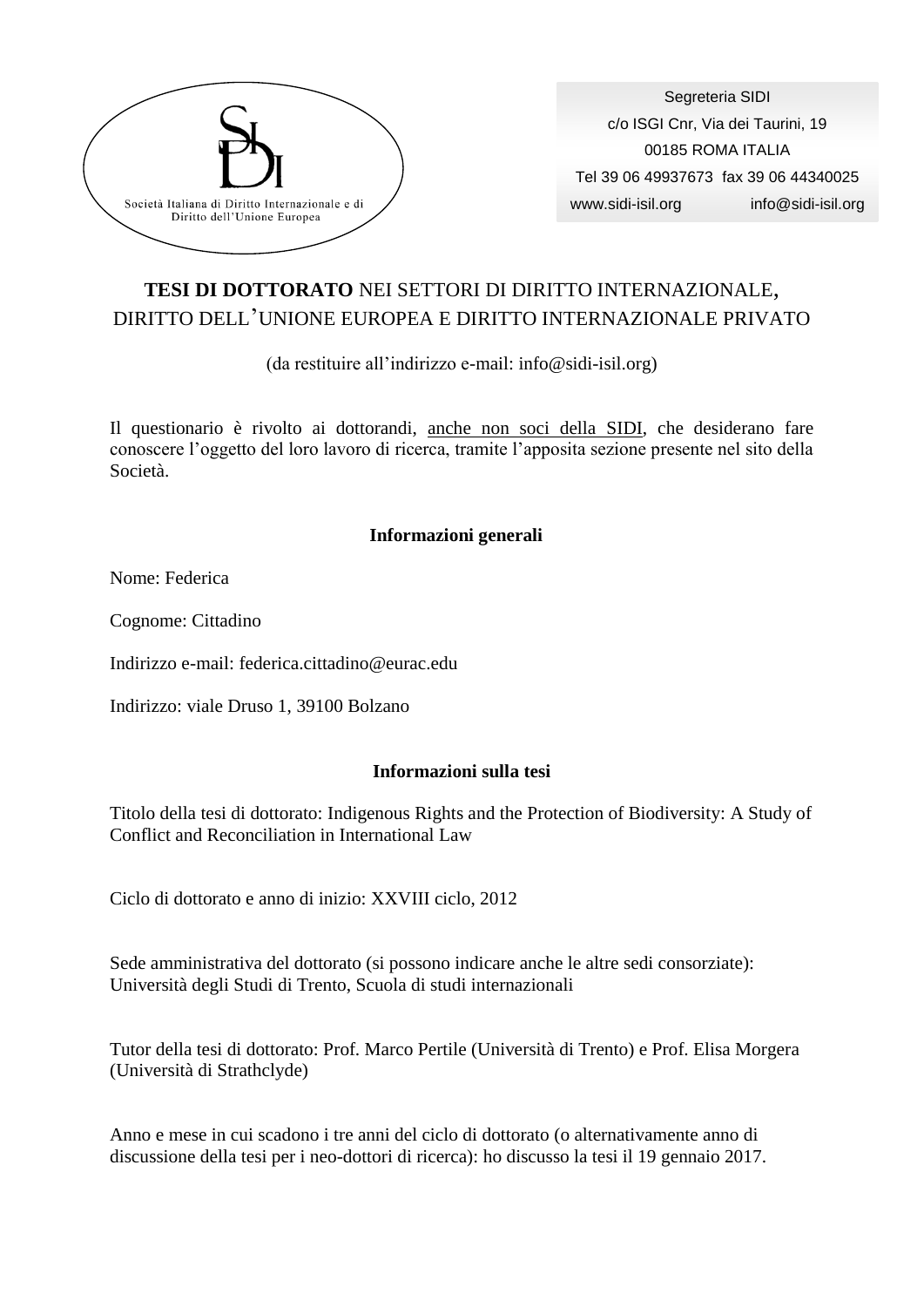Società Italiana di Diritto Internazionale e di Diritto dell'Unione Europea

Segreteria SIDI
c/o ISGI Cnr, Via dei Taurini, 19
00185 ROMA ITALIA
Tel 39 06 49937673 fax 39 06 44340025
www.sidi-isil.org info@sidi-isil.org

## **TESI DI DOTTORATO** NEI SETTORI DI DIRITTO INTERNAZIONALE, DIRITTO DELL'UNIONE EUROPEA E DIRITTO INTERNAZIONALE PRIVATO

(da restituire all'indirizzo e-mail: info@sidi-isil.org)

Il questionario è rivolto ai dottorandi, anche non soci della SIDI, che desiderano fare conoscere l'oggetto del loro lavoro di ricerca, tramite l'apposita sezione presente nel sito della Società.

### **Informazioni generali**

Nome: Federica

Cognome: Cittadino

Indirizzo e-mail: federica.cittadino@eurac.edu

Indirizzo: viale Druso 1, 39100 Bolzano

### **Informazioni sulla tesi**

Titolo della tesi di dottorato: Indigenous Rights and the Protection of Biodiversity: A Study of Conflict and Reconciliation in International Law

Ciclo di dottorato e anno di inizio: XXVIII ciclo, 2012

Sede amministrativa del dottorato (si possono indicare anche le altre sedi consorziate): Università degli Studi di Trento, Scuola di studi internazionali

Tutor della tesi di dottorato: Prof. Marco Pertile (Università di Trento) e Prof. Elisa Morgera (Università di Strathclyde)

Anno e mese in cui scadono i tre anni del ciclo di dottorato (o alternativamente anno di discussione della tesi per i neo-dottori di ricerca): ho discusso la tesi il 19 gennaio 2017.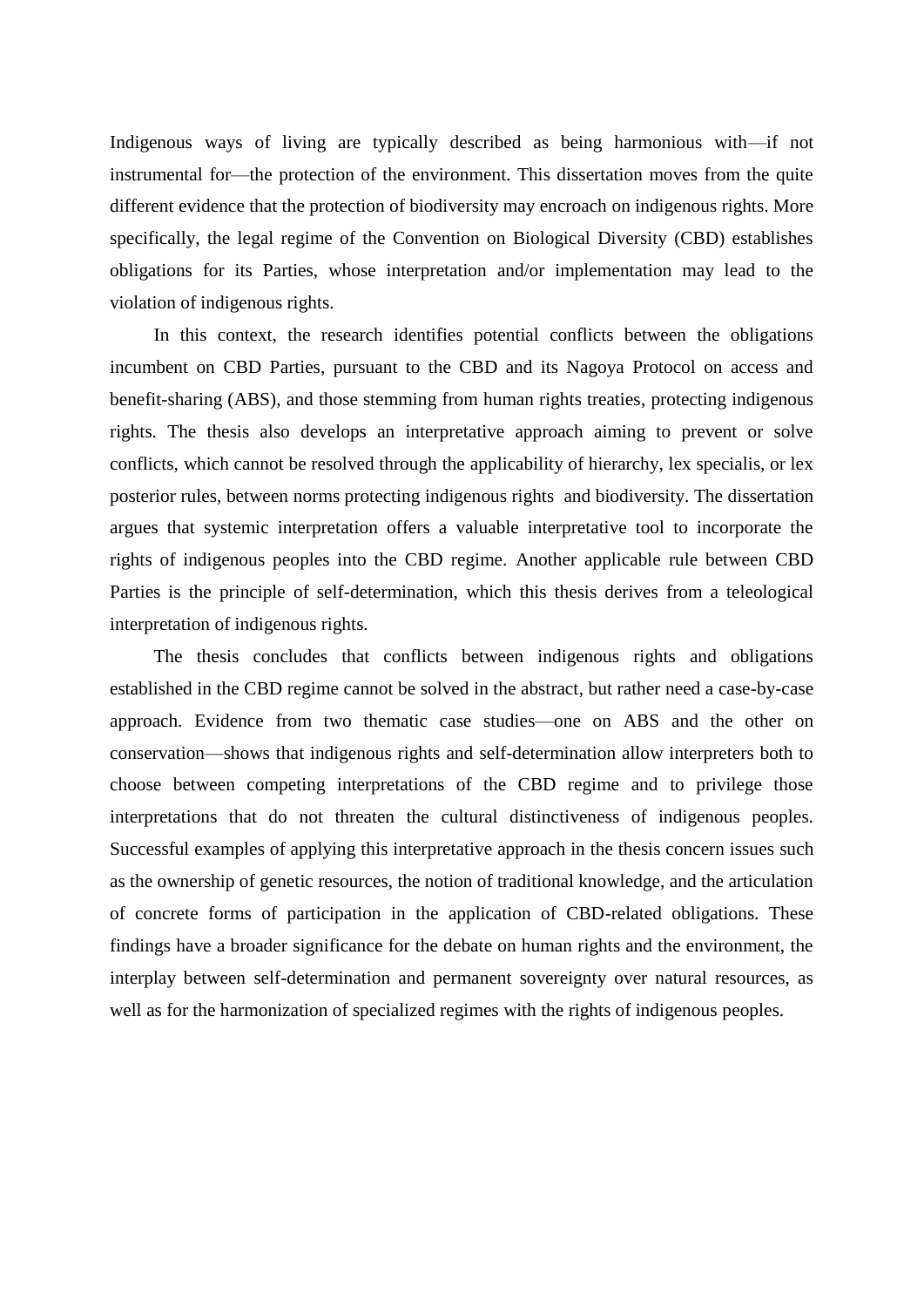Indigenous ways of living are typically described as being harmonious with—if not instrumental for—the protection of the environment. This dissertation moves from the quite different evidence that the protection of biodiversity may encroach on indigenous rights. More specifically, the legal regime of the Convention on Biological Diversity (CBD) establishes obligations for its Parties, whose interpretation and/or implementation may lead to the violation of indigenous rights.

In this context, the research identifies potential conflicts between the obligations incumbent on CBD Parties, pursuant to the CBD and its Nagoya Protocol on access and benefit-sharing (ABS), and those stemming from human rights treaties, protecting indigenous rights. The thesis also develops an interpretative approach aiming to prevent or solve conflicts, which cannot be resolved through the applicability of hierarchy, lex specialis, or lex posterior rules, between norms protecting indigenous rights and biodiversity. The dissertation argues that systemic interpretation offers a valuable interpretative tool to incorporate the rights of indigenous peoples into the CBD regime. Another applicable rule between CBD Parties is the principle of self-determination, which this thesis derives from a teleological interpretation of indigenous rights.

The thesis concludes that conflicts between indigenous rights and obligations established in the CBD regime cannot be solved in the abstract, but rather need a case-by-case approach. Evidence from two thematic case studies—one on ABS and the other on conservation—shows that indigenous rights and self-determination allow interpreters both to choose between competing interpretations of the CBD regime and to privilege those interpretations that do not threaten the cultural distinctiveness of indigenous peoples. Successful examples of applying this interpretative approach in the thesis concern issues such as the ownership of genetic resources, the notion of traditional knowledge, and the articulation of concrete forms of participation in the application of CBD-related obligations. These findings have a broader significance for the debate on human rights and the environment, the interplay between self-determination and permanent sovereignty over natural resources, as well as for the harmonization of specialized regimes with the rights of indigenous peoples.